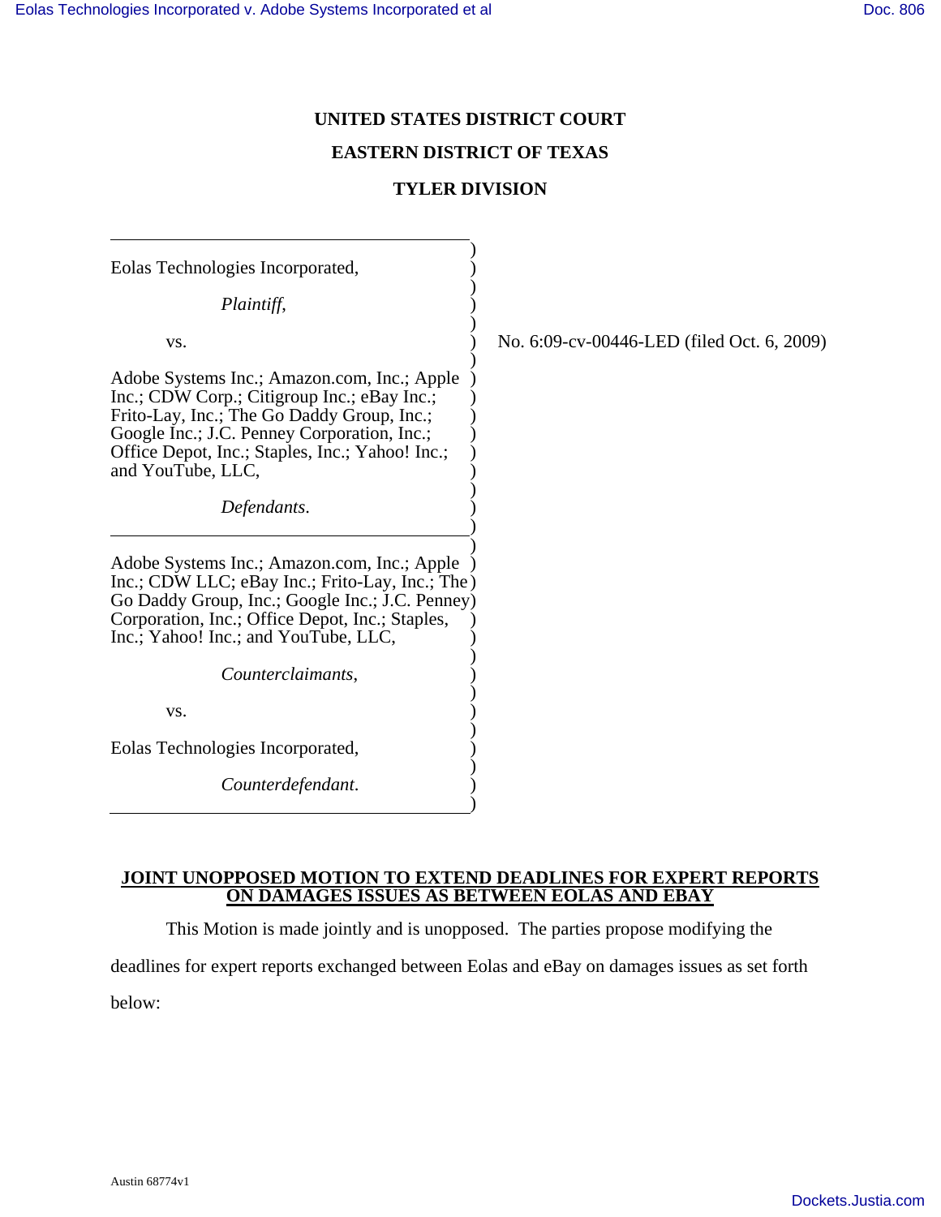**UNITED STATES DISTRICT COURT**

**EASTERN DISTRICT OF TEXAS**

**TYLER DIVISION**

Eolas Technologies Incorporated,

*Plaintiff*,

vs.

Adobe Systems Inc.; Amazon.com, Inc.; Apple Inc.; CDW Corp.; Citigroup Inc.; eBay Inc.; Frito-Lay, Inc.; The Go Daddy Group, Inc.; Google Inc.; J.C. Penney Corporation, Inc.; Office Depot, Inc.; Staples, Inc.; Yahoo! Inc.; and YouTube, LLC,

*Defendants*.

Adobe Systems Inc.; Amazon.com, Inc.; Apple Inc.; CDW LLC; eBay Inc.; Frito-Lay, Inc.; The Go Daddy Group, Inc.; Google Inc.; J.C. Penney Corporation, Inc.; Office Depot, Inc.; Staples, Inc.; Yahoo! Inc.; and YouTube, LLC,

*Counterclaimants*,

vs.

Eolas Technologies Incorporated,

*Counterdefendant*.

No. 6:09-cv-00446-LED (filed Oct. 6, 2009)

**JOINT UNOPPOSED MOTION TO EXTEND DEADLINES FOR EXPERT REPORTS ON DAMAGES ISSUES AS BETWEEN EOLAS AND EBAY**

This Motion is made jointly and is unopposed. The parties propose modifying the deadlines for expert reports exchanged between Eolas and eBay on damages issues as set forth below:

Austin 68774v1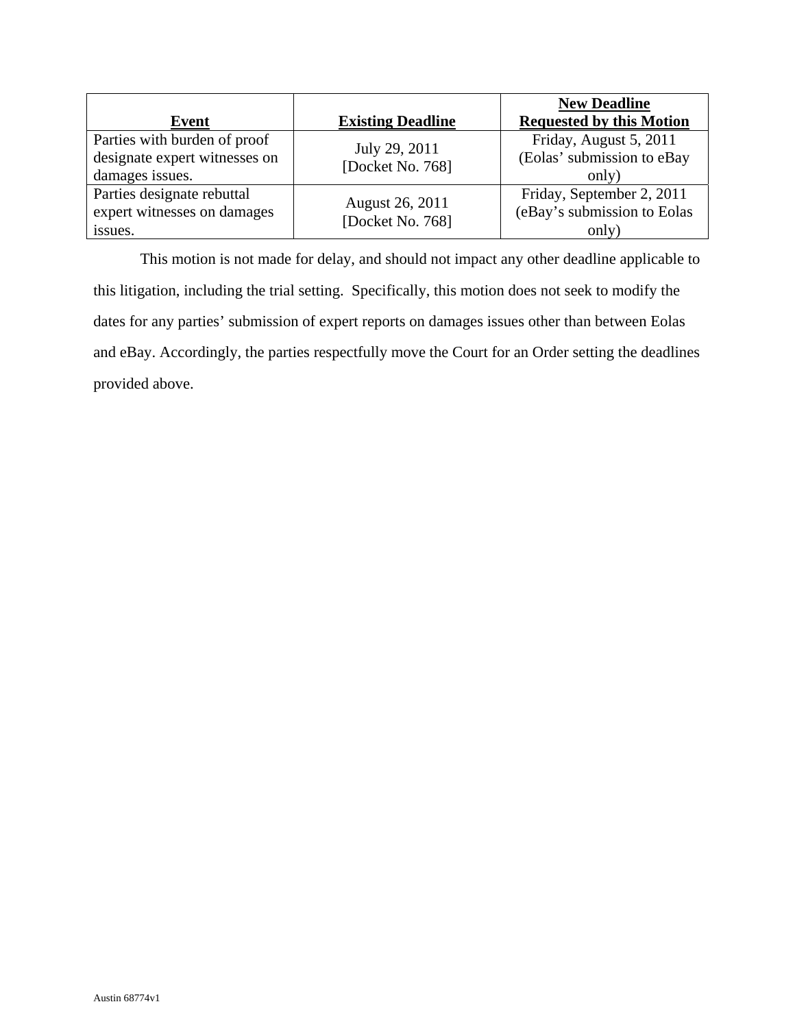| Event | Existing Deadline | New Deadline Requested by this Motion |
| --- | --- | --- |
| Parties with burden of proof designate expert witnesses on damages issues. | July 29, 2011 [Docket No. 768] | Friday, August 5, 2011 (Eolas' submission to eBay only) |
| Parties designate rebuttal expert witnesses on damages issues. | August 26, 2011 [Docket No. 768] | Friday, September 2, 2011 (eBay's submission to Eolas only) |

This motion is not made for delay, and should not impact any other deadline applicable to this litigation, including the trial setting. Specifically, this motion does not seek to modify the dates for any parties' submission of expert reports on damages issues other than between Eolas and eBay. Accordingly, the parties respectfully move the Court for an Order setting the deadlines provided above.

Austin 68774v1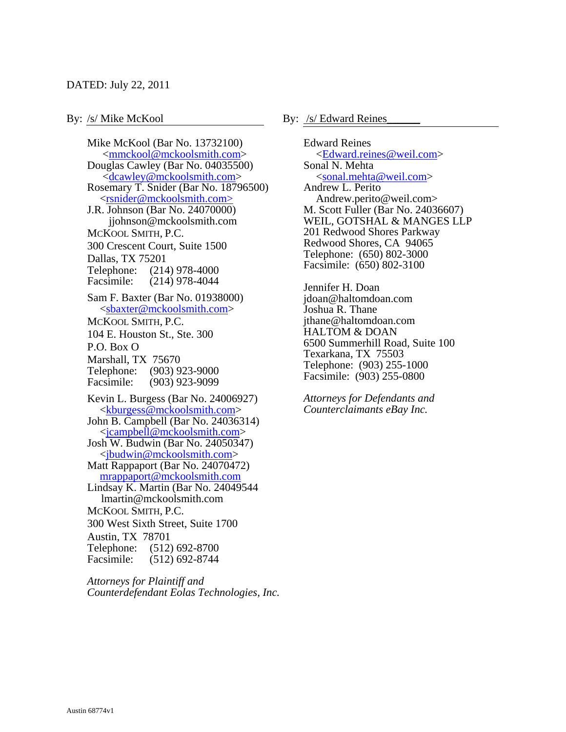DATED: July 22, 2011

By: /s/ Mike McKool

Mike McKool (Bar No. 13732100)
<mmckool@mckoolsmith.com>
Douglas Cawley (Bar No. 04035500)
<dcawley@mckoolsmith.com>
Rosemary T. Snider (Bar No. 18796500)
<rsnider@mckoolsmith.com>
J.R. Johnson (Bar No. 24070000)
jjohnson@mckoolsmith.com
MCKOOL SMITH, P.C.
300 Crescent Court, Suite 1500
Dallas, TX 75201
Telephone: (214) 978-4000
Facsimile: (214) 978-4044

Sam F. Baxter (Bar No. 01938000)
<sbaxter@mckoolsmith.com>
MCKOOL SMITH, P.C.
104 E. Houston St., Ste. 300
P.O. Box O
Marshall, TX 75670
Telephone: (903) 923-9000
Facsimile: (903) 923-9099

Kevin L. Burgess (Bar No. 24006927)
<kburgess@mckoolsmith.com>
John B. Campbell (Bar No. 24036314)
<jcampbell@mckoolsmith.com>
Josh W. Budwin (Bar No. 24050347)
<jbudwin@mckoolsmith.com>
Matt Rappaport (Bar No. 24070472)
mrappaport@mckoolsmith.com
Lindsay K. Martin (Bar No. 24049544
lmartin@mckoolsmith.com
MCKOOL SMITH, P.C.
300 West Sixth Street, Suite 1700
Austin, TX 78701
Telephone: (512) 692-8700
Facsimile: (512) 692-8744

*Attorneys for Plaintiff and Counterdefendant Eolas Technologies, Inc.*

By: /s/ Edward Reines______

Edward Reines
<Edward.reines@weil.com>
Sonal N. Mehta
<sonal.mehta@weil.com>
Andrew L. Perito
Andrew.perito@weil.com>
M. Scott Fuller (Bar No. 24036607)
WEIL, GOTSHAL & MANGES LLP
201 Redwood Shores Parkway
Redwood Shores, CA 94065
Telephone: (650) 802-3000
Facsimile: (650) 802-3100

Jennifer H. Doan
jdoan@haltomdoan.com
Joshua R. Thane
jthane@haltomdoan.com
HALTOM & DOAN
6500 Summerhill Road, Suite 100
Texarkana, TX 75503
Telephone: (903) 255-1000
Facsimile: (903) 255-0800

*Attorneys for Defendants and Counterclaimants eBay Inc.*

Austin 68774v1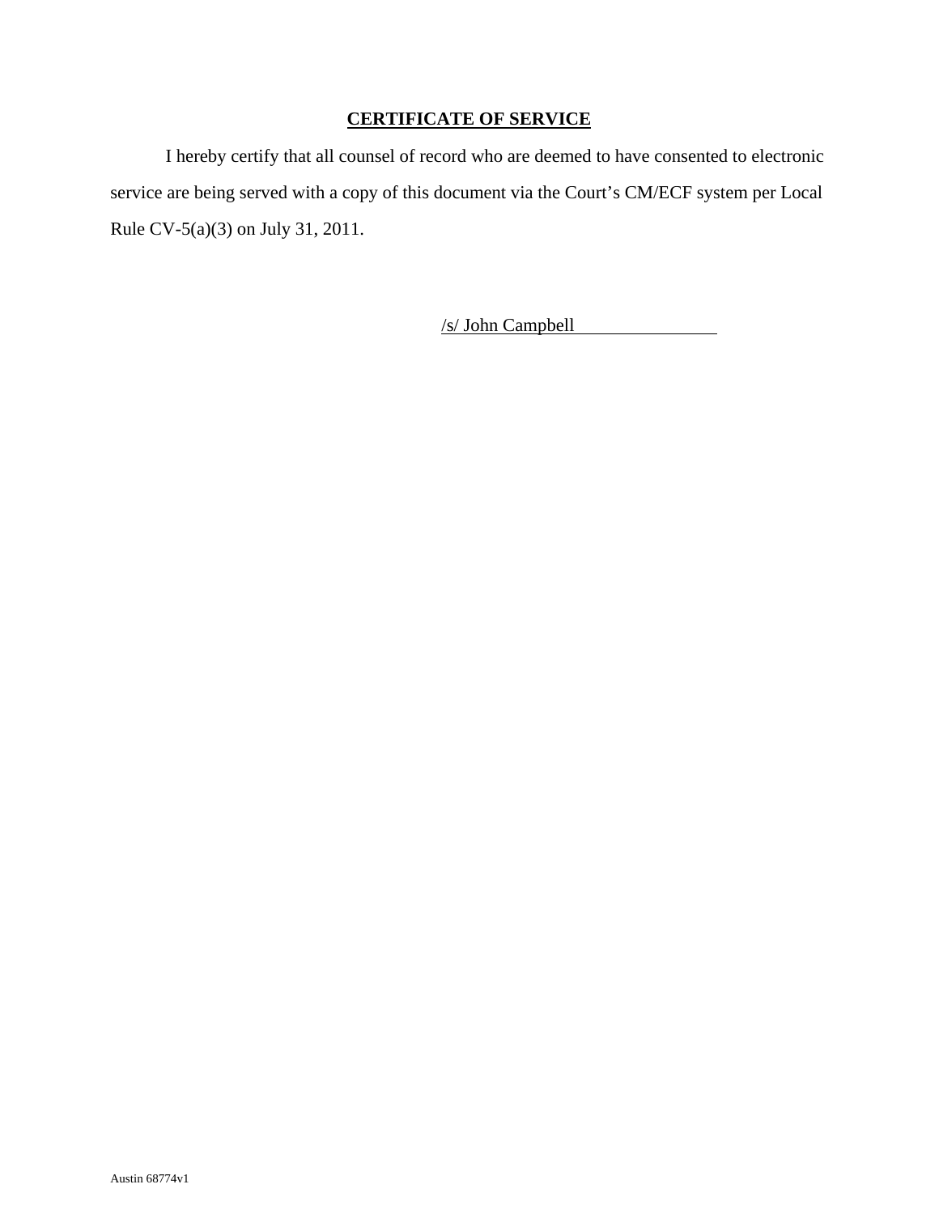## **CERTIFICATE OF SERVICE**

I hereby certify that all counsel of record who are deemed to have consented to electronic service are being served with a copy of this document via the Court's CM/ECF system per Local Rule CV-5(a)(3) on July 31, 2011.

/s/ John Campbell

Austin 68774v1